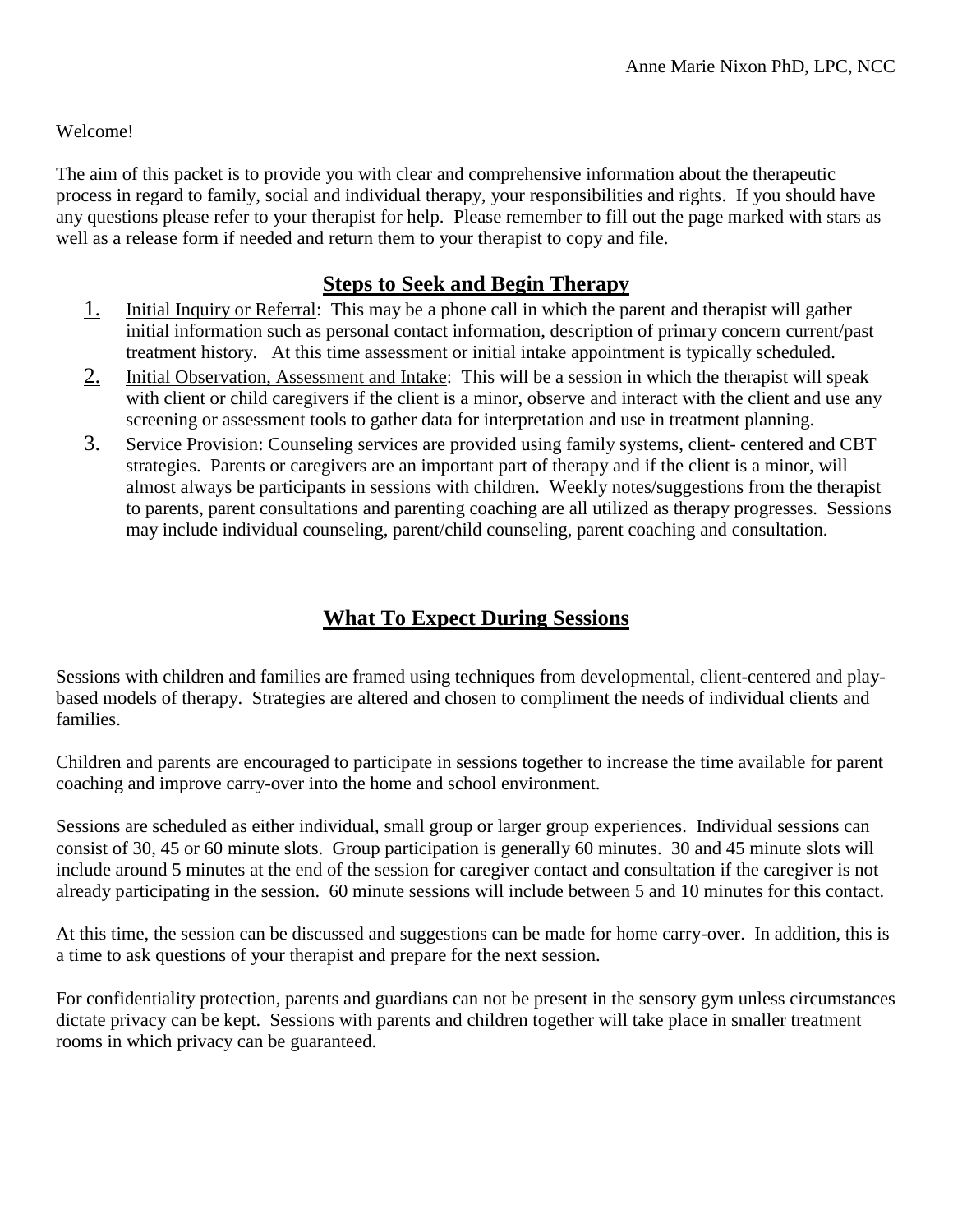Anne Marie Nixon PhD, LPC, NCC

Welcome!

The aim of this packet is to provide you with clear and comprehensive information about the therapeutic process in regard to family, social and individual therapy, your responsibilities and rights. If you should have any questions please refer to your therapist for help. Please remember to fill out the page marked with stars as well as a release form if needed and return them to your therapist to copy and file.

## Steps to Seek and Begin Therapy

1. Initial Inquiry or Referral: This may be a phone call in which the parent and therapist will gather initial information such as personal contact information, description of primary concern current/past treatment history. At this time assessment or initial intake appointment is typically scheduled.
2. Initial Observation, Assessment and Intake: This will be a session in which the therapist will speak with client or child caregivers if the client is a minor, observe and interact with the client and use any screening or assessment tools to gather data for interpretation and use in treatment planning.
3. Service Provision: Counseling services are provided using family systems, client- centered and CBT strategies. Parents or caregivers are an important part of therapy and if the client is a minor, will almost always be participants in sessions with children. Weekly notes/suggestions from the therapist to parents, parent consultations and parenting coaching are all utilized as therapy progresses. Sessions may include individual counseling, parent/child counseling, parent coaching and consultation.

## What To Expect During Sessions

Sessions with children and families are framed using techniques from developmental, client-centered and play-based models of therapy. Strategies are altered and chosen to compliment the needs of individual clients and families.

Children and parents are encouraged to participate in sessions together to increase the time available for parent coaching and improve carry-over into the home and school environment.

Sessions are scheduled as either individual, small group or larger group experiences. Individual sessions can consist of 30, 45 or 60 minute slots. Group participation is generally 60 minutes. 30 and 45 minute slots will include around 5 minutes at the end of the session for caregiver contact and consultation if the caregiver is not already participating in the session. 60 minute sessions will include between 5 and 10 minutes for this contact.

At this time, the session can be discussed and suggestions can be made for home carry-over. In addition, this is a time to ask questions of your therapist and prepare for the next session.

For confidentiality protection, parents and guardians can not be present in the sensory gym unless circumstances dictate privacy can be kept. Sessions with parents and children together will take place in smaller treatment rooms in which privacy can be guaranteed.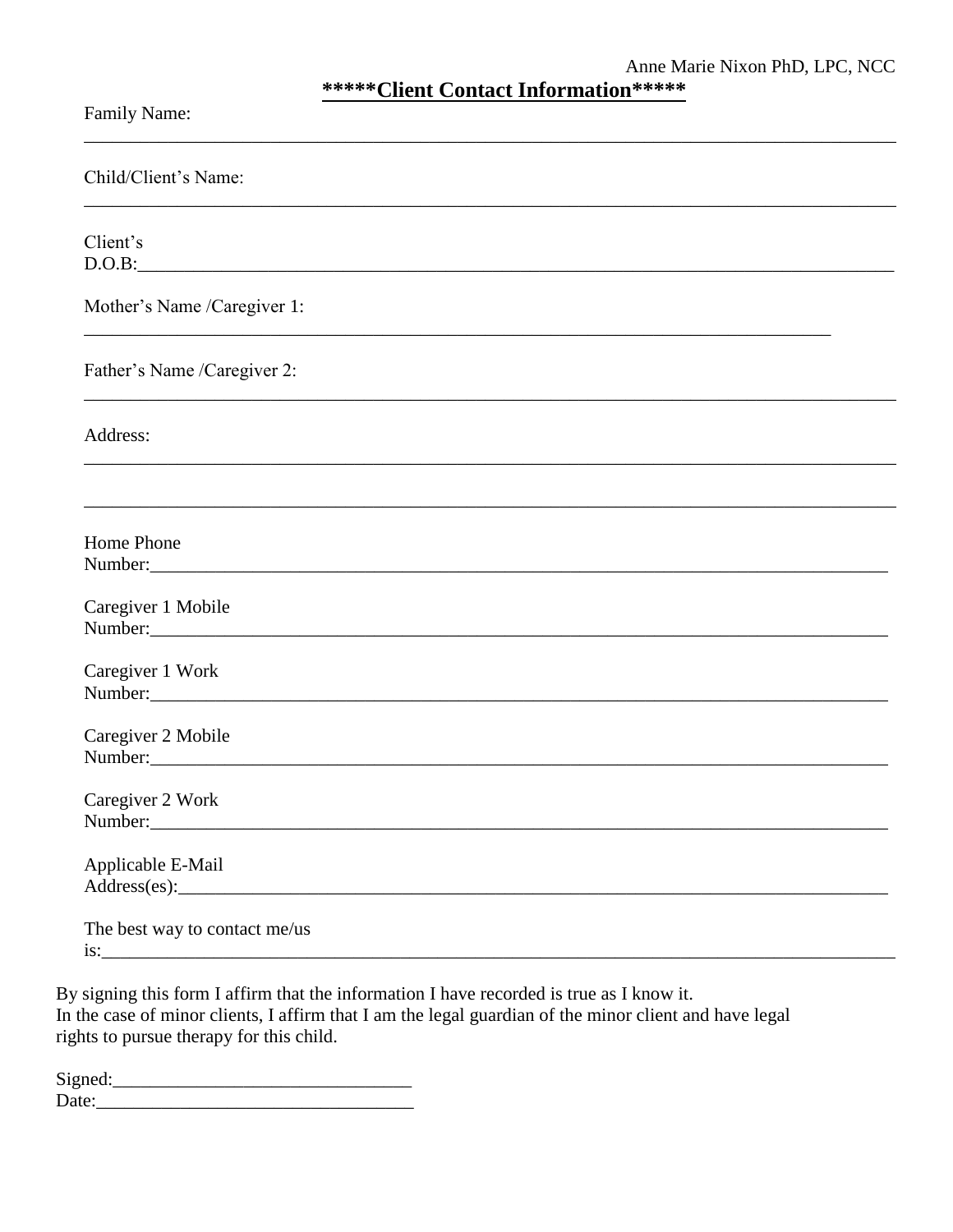Anne Marie Nixon PhD, LPC, NCC

## *****Client Contact Information*****

Family Name:

______________________________________________________________________________

Child/Client's Name:

______________________________________________________________________________

Client's D.O.B:______________________________________________________________________

Mother's Name /Caregiver 1:

______________________________________________________________________________

Father's Name /Caregiver 2:

______________________________________________________________________________

Address:

______________________________________________________________________________

______________________________________________________________________________

Home Phone Number:_________________________________________________________________

Caregiver 1 Mobile Number:__________________________________________________________

Caregiver 1 Work Number:____________________________________________________________

Caregiver 2 Mobile Number:__________________________________________________________

Caregiver 2 Work Number:____________________________________________________________

Applicable E-Mail Address(es):_______________________________________________________

The best way to contact me/us is:_____________________________________________________

By signing this form I affirm that the information I have recorded is true as I know it.
In the case of minor clients, I affirm that I am the legal guardian of the minor client and have legal rights to pursue therapy for this child.

Signed:_______________________________
Date:_________________________________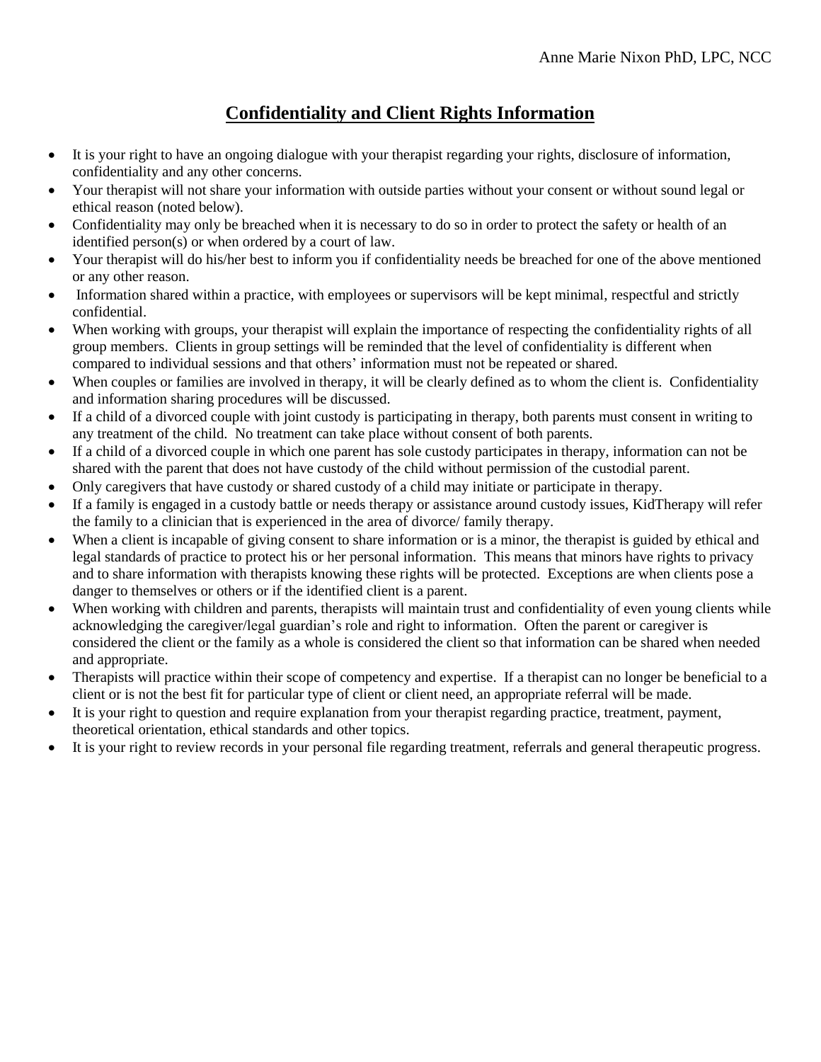Anne Marie Nixon PhD, LPC, NCC

## Confidentiality and Client Rights Information

- It is your right to have an ongoing dialogue with your therapist regarding your rights, disclosure of information, confidentiality and any other concerns.
- Your therapist will not share your information with outside parties without your consent or without sound legal or ethical reason (noted below).
- Confidentiality may only be breached when it is necessary to do so in order to protect the safety or health of an identified person(s) or when ordered by a court of law.
- Your therapist will do his/her best to inform you if confidentiality needs be breached for one of the above mentioned or any other reason.
- Information shared within a practice, with employees or supervisors will be kept minimal, respectful and strictly confidential.
- When working with groups, your therapist will explain the importance of respecting the confidentiality rights of all group members. Clients in group settings will be reminded that the level of confidentiality is different when compared to individual sessions and that others' information must not be repeated or shared.
- When couples or families are involved in therapy, it will be clearly defined as to whom the client is. Confidentiality and information sharing procedures will be discussed.
- If a child of a divorced couple with joint custody is participating in therapy, both parents must consent in writing to any treatment of the child. No treatment can take place without consent of both parents.
- If a child of a divorced couple in which one parent has sole custody participates in therapy, information can not be shared with the parent that does not have custody of the child without permission of the custodial parent.
- Only caregivers that have custody or shared custody of a child may initiate or participate in therapy.
- If a family is engaged in a custody battle or needs therapy or assistance around custody issues, KidTherapy will refer the family to a clinician that is experienced in the area of divorce/ family therapy.
- When a client is incapable of giving consent to share information or is a minor, the therapist is guided by ethical and legal standards of practice to protect his or her personal information. This means that minors have rights to privacy and to share information with therapists knowing these rights will be protected. Exceptions are when clients pose a danger to themselves or others or if the identified client is a parent.
- When working with children and parents, therapists will maintain trust and confidentiality of even young clients while acknowledging the caregiver/legal guardian's role and right to information. Often the parent or caregiver is considered the client or the family as a whole is considered the client so that information can be shared when needed and appropriate.
- Therapists will practice within their scope of competency and expertise. If a therapist can no longer be beneficial to a client or is not the best fit for particular type of client or client need, an appropriate referral will be made.
- It is your right to question and require explanation from your therapist regarding practice, treatment, payment, theoretical orientation, ethical standards and other topics.
- It is your right to review records in your personal file regarding treatment, referrals and general therapeutic progress.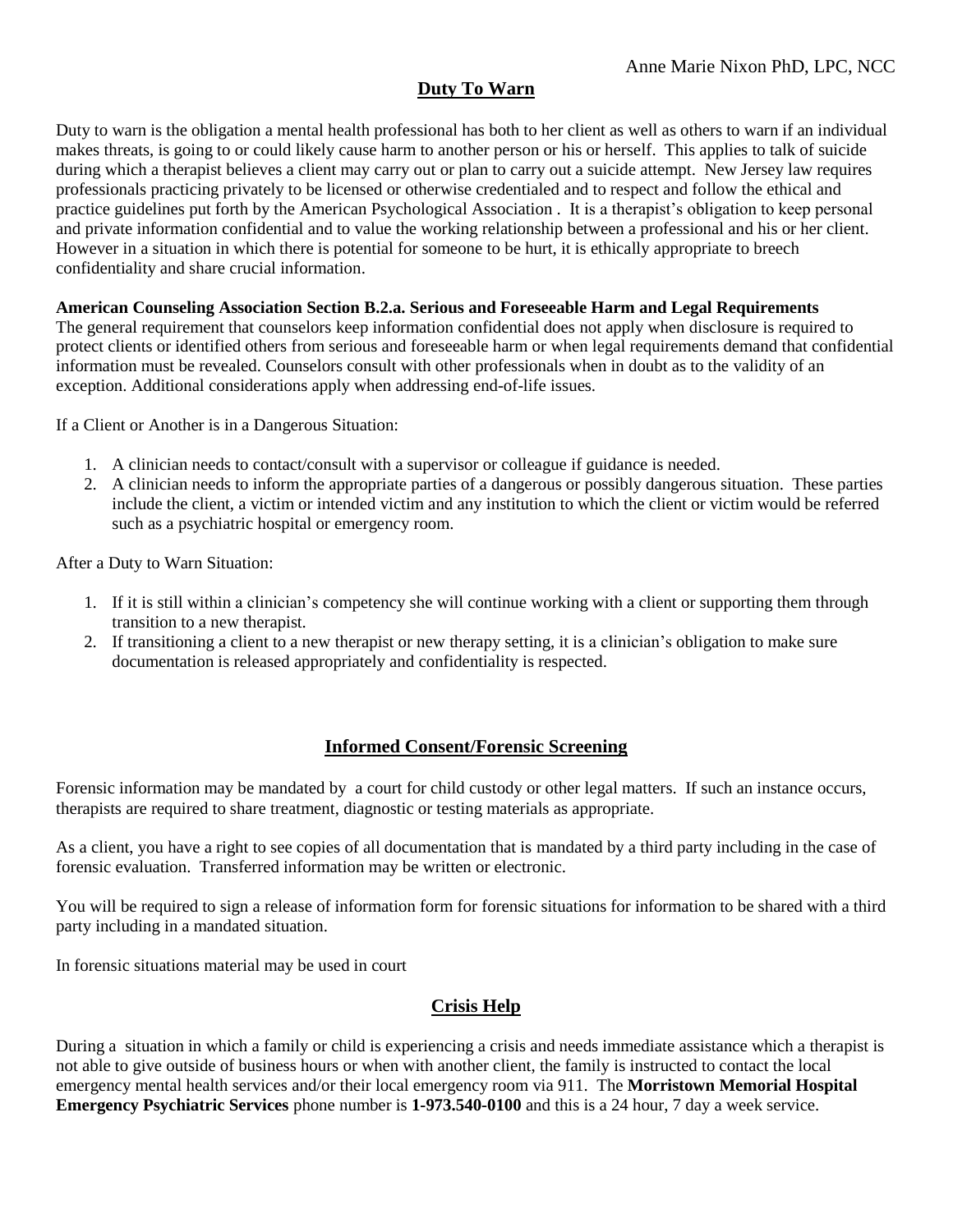Anne Marie Nixon PhD, LPC, NCC

## Duty To Warn

Duty to warn is the obligation a mental health professional has both to her client as well as others to warn if an individual makes threats, is going to or could likely cause harm to another person or his or herself. This applies to talk of suicide during which a therapist believes a client may carry out or plan to carry out a suicide attempt. New Jersey law requires professionals practicing privately to be licensed or otherwise credentialed and to respect and follow the ethical and practice guidelines put forth by the American Psychological Association . It is a therapist's obligation to keep personal and private information confidential and to value the working relationship between a professional and his or her client. However in a situation in which there is potential for someone to be hurt, it is ethically appropriate to breech confidentiality and share crucial information.

**American Counseling Association Section B.2.a. Serious and Foreseeable Harm and Legal Requirements**
The general requirement that counselors keep information confidential does not apply when disclosure is required to protect clients or identified others from serious and foreseeable harm or when legal requirements demand that confidential information must be revealed. Counselors consult with other professionals when in doubt as to the validity of an exception. Additional considerations apply when addressing end-of-life issues.

If a Client or Another is in a Dangerous Situation:

1. A clinician needs to contact/consult with a supervisor or colleague if guidance is needed.
2. A clinician needs to inform the appropriate parties of a dangerous or possibly dangerous situation. These parties include the client, a victim or intended victim and any institution to which the client or victim would be referred such as a psychiatric hospital or emergency room.

After a Duty to Warn Situation:

1. If it is still within a clinician's competency she will continue working with a client or supporting them through transition to a new therapist.
2. If transitioning a client to a new therapist or new therapy setting, it is a clinician's obligation to make sure documentation is released appropriately and confidentiality is respected.

## Informed Consent/Forensic Screening

Forensic information may be mandated by a court for child custody or other legal matters. If such an instance occurs, therapists are required to share treatment, diagnostic or testing materials as appropriate.

As a client, you have a right to see copies of all documentation that is mandated by a third party including in the case of forensic evaluation. Transferred information may be written or electronic.

You will be required to sign a release of information form for forensic situations for information to be shared with a third party including in a mandated situation.

In forensic situations material may be used in court

## Crisis Help

During a situation in which a family or child is experiencing a crisis and needs immediate assistance which a therapist is not able to give outside of business hours or when with another client, the family is instructed to contact the local emergency mental health services and/or their local emergency room via 911. The **Morristown Memorial Hospital Emergency Psychiatric Services** phone number is **1-973.540-0100** and this is a 24 hour, 7 day a week service.